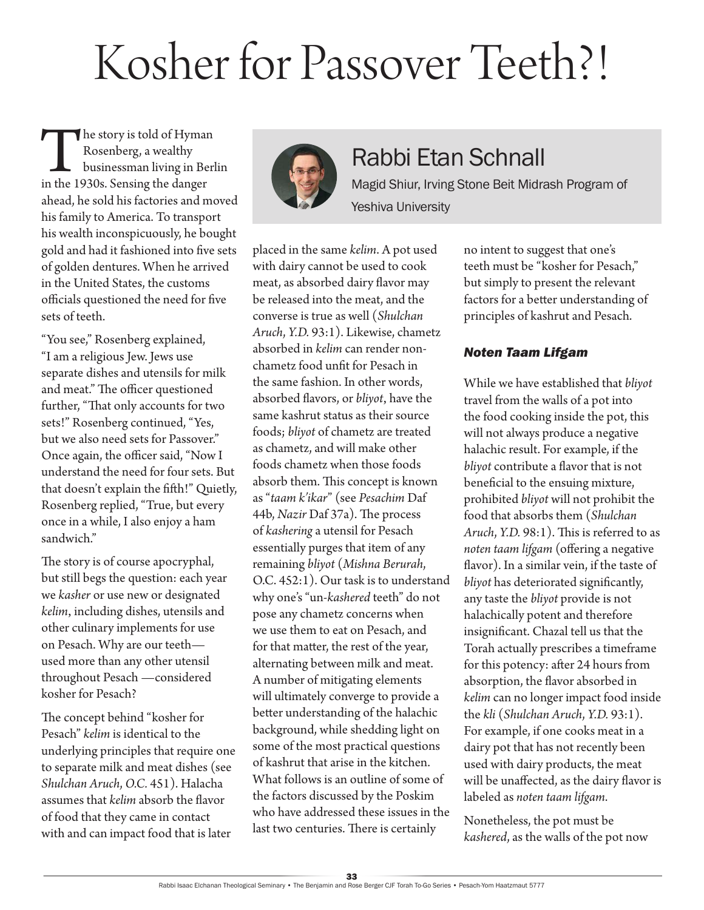# Kosher for Passover Teeth?!

## Rabbi Etan Schnall

Magid Shiur, Irving Stone Beit Midrash Program of Yeshiva University

The story is told of Hyman Rosenberg, a wealthy businessman living in Berlin in the 1930s. Sensing the danger ahead, he sold his factories and moved his family to America. To transport his wealth inconspicuously, he bought gold and had it fashioned into five sets of golden dentures. When he arrived in the United States, the customs officials questioned the need for five sets of teeth.

"You see," Rosenberg explained, "I am a religious Jew. Jews use separate dishes and utensils for milk and meat." The officer questioned further, "That only accounts for two sets!" Rosenberg continued, "Yes, but we also need sets for Passover." Once again, the officer said, "Now I understand the need for four sets. But that doesn't explain the fifth!" Quietly, Rosenberg replied, "True, but every once in a while, I also enjoy a ham sandwich."

The story is of course apocryphal, but still begs the question: each year we *kasher* or use new or designated *kelim*, including dishes, utensils and other culinary implements for use on Pesach. Why are our teeth—used more than any other utensil throughout Pesach —considered kosher for Pesach?

The concept behind "kosher for Pesach" *kelim* is identical to the underlying principles that require one to separate milk and meat dishes (see *Shulchan Aruch, O.C.* 451). Halacha assumes that *kelim* absorb the flavor of food that they came in contact with and can impact food that is later placed in the same *kelim*. A pot used with dairy cannot be used to cook meat, as absorbed dairy flavor may be released into the meat, and the converse is true as well (*Shulchan Aruch, Y.D.* 93:1). Likewise, chametz absorbed in *kelim* can render non-chametz food unfit for Pesach in the same fashion. In other words, absorbed flavors, or *bliyot*, have the same kashrut status as their source foods; *bliyot* of chametz are treated as chametz, and will make other foods chametz when those foods absorb them. This concept is known as "*taam k'ikar*" (see *Pesachim* Daf 44b, *Nazir* Daf 37a). The process of *kashering* a utensil for Pesach essentially purges that item of any remaining *bliyot* (*Mishna Berurah*, O.C. 452:1). Our task is to understand why one's "un-*kashered* teeth" do not pose any chametz concerns when we use them to eat on Pesach, and for that matter, the rest of the year, alternating between milk and meat. A number of mitigating elements will ultimately converge to provide a better understanding of the halachic background, while shedding light on some of the most practical questions of kashrut that arise in the kitchen. What follows is an outline of some of the factors discussed by the Poskim who have addressed these issues in the last two centuries. There is certainly no intent to suggest that one's teeth must be "kosher for Pesach," but simply to present the relevant factors for a better understanding of principles of kashrut and Pesach.

### *Noten Taam Lifgam*

While we have established that *bliyot* travel from the walls of a pot into the food cooking inside the pot, this will not always produce a negative halachic result. For example, if the *bliyot* contribute a flavor that is not beneficial to the ensuing mixture, prohibited *bliyot* will not prohibit the food that absorbs them (*Shulchan Aruch, Y.D.* 98:1). This is referred to as *noten taam lifgam* (offering a negative flavor). In a similar vein, if the taste of *bliyot* has deteriorated significantly, any taste the *bliyot* provide is not halachically potent and therefore insignificant. Chazal tell us that the Torah actually prescribes a timeframe for this potency: after 24 hours from absorption, the flavor absorbed in *kelim* can no longer impact food inside the *kli* (*Shulchan Aruch, Y.D.* 93:1). For example, if one cooks meat in a dairy pot that has not recently been used with dairy products, the meat will be unaffected, as the dairy flavor is labeled as *noten taam lifgam*.

Nonetheless, the pot must be *kashered*, as the walls of the pot now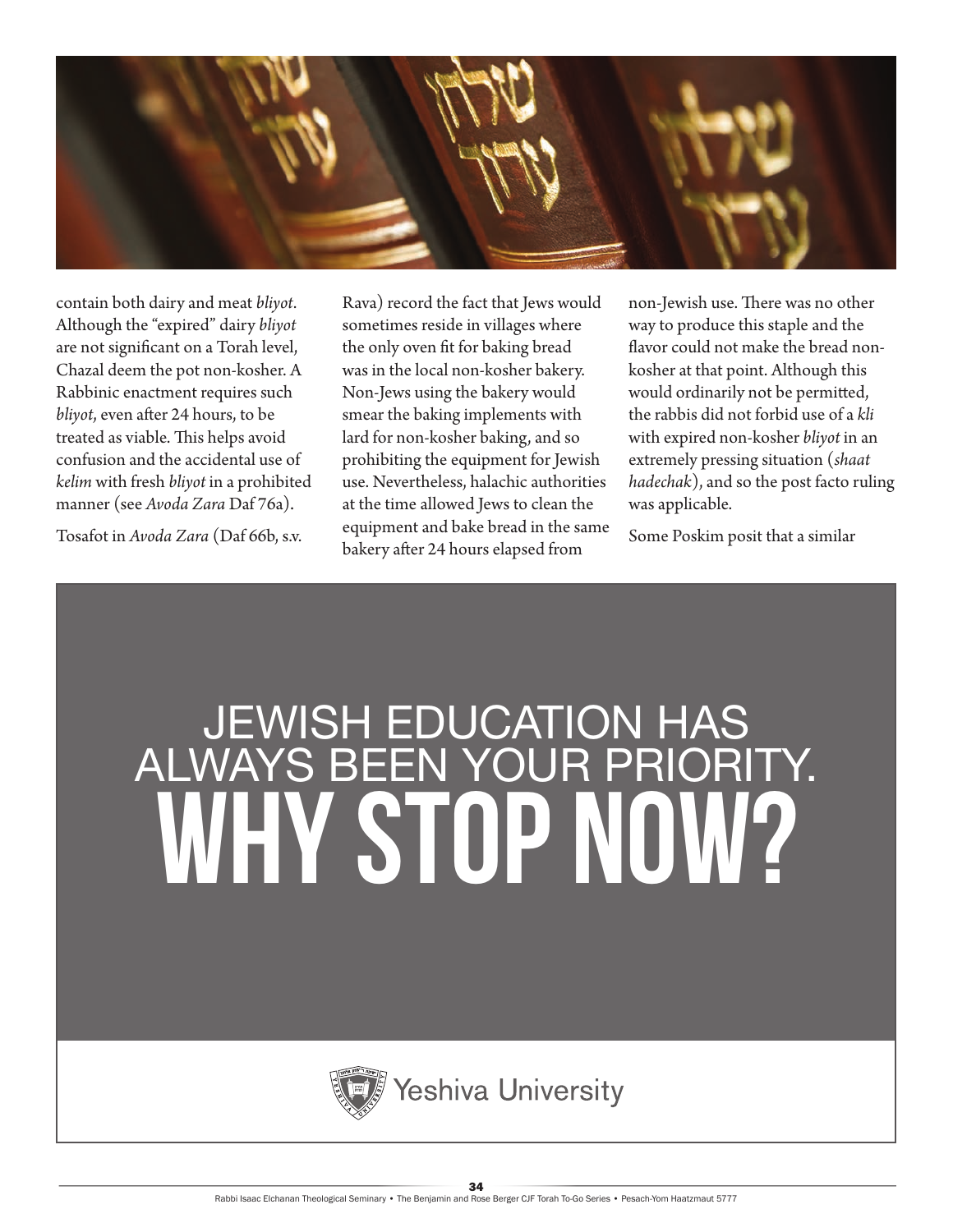contain both dairy and meat *bliyot*. Although the "expired" dairy *bliyot* are not significant on a Torah level, Chazal deem the pot non-kosher. A Rabbinic enactment requires such *bliyot*, even after 24 hours, to be treated as viable. This helps avoid confusion and the accidental use of *kelim* with fresh *bliyot* in a prohibited manner (see *Avoda Zara* Daf 76a).

Tosafot in *Avoda Zara* (Daf 66b, s.v. Rava) record the fact that Jews would sometimes reside in villages where the only oven fit for baking bread was in the local non-kosher bakery. Non-Jews using the bakery would smear the baking implements with lard for non-kosher baking, and so prohibiting the equipment for Jewish use. Nevertheless, halachic authorities at the time allowed Jews to clean the equipment and bake bread in the same bakery after 24 hours elapsed from non-Jewish use. There was no other way to produce this staple and the flavor could not make the bread non-kosher at that point. Although this would ordinarily not be permitted, the rabbis did not forbid use of a *kli* with expired non-kosher *bliyot* in an extremely pressing situation (*shaat hadechak*), and so the post facto ruling was applicable.

Some Poskim posit that a similar

JEWISH EDUCATION HAS ALWAYS BEEN YOUR PRIORITY.
WHY STOP NOW?

Yeshiva University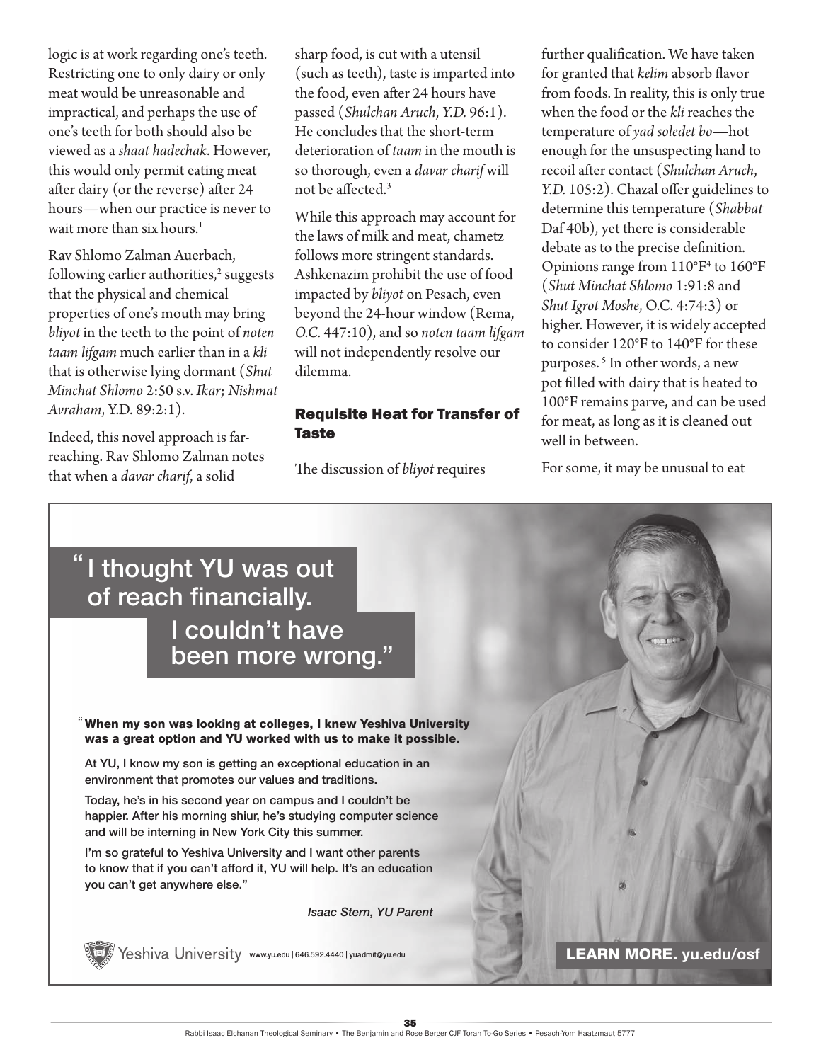logic is at work regarding one's teeth. Restricting one to only dairy or only meat would be unreasonable and impractical, and perhaps the use of one's teeth for both should also be viewed as a *shaat hadechak*. However, this would only permit eating meat after dairy (or the reverse) after 24 hours—when our practice is never to wait more than six hours.[1]

Rav Shlomo Zalman Auerbach, following earlier authorities,[2] suggests that the physical and chemical properties of one's mouth may bring *bliyot* in the teeth to the point of *noten taam lifgam* much earlier than in a *kli* that is otherwise lying dormant (*Shut Minchat Shlomo* 2:50 s.v. *Ikar*; *Nishmat Avraham*, Y.D. 89:2:1).

Indeed, this novel approach is far-reaching. Rav Shlomo Zalman notes that when a *davar charif*, a solid sharp food, is cut with a utensil (such as teeth), taste is imparted into the food, even after 24 hours have passed (*Shulchan Aruch*, *Y.D.* 96:1). He concludes that the short-term deterioration of *taam* in the mouth is so thorough, even a *davar charif* will not be affected.[3]

While this approach may account for the laws of milk and meat, chametz follows more stringent standards. Ashkenazim prohibit the use of food impacted by *bliyot* on Pesach, even beyond the 24-hour window (Rema, *O.C.* 447:10), and so *noten taam lifgam* will not independently resolve our dilemma.

## Requisite Heat for Transfer of Taste

The discussion of *bliyot* requires further qualification. We have taken for granted that *kelim* absorb flavor from foods. In reality, this is only true when the food or the *kli* reaches the temperature of *yad soledet bo*—hot enough for the unsuspecting hand to recoil after contact (*Shulchan Aruch*, *Y.D.* 105:2). Chazal offer guidelines to determine this temperature (*Shabbat* Daf 40b), yet there is considerable debate as to the precise definition. Opinions range from 110°F[4] to 160°F (*Shut Minchat Shlomo* 1:91:8 and *Shut Igrot Moshe*, O.C. 4:74:3) or higher. However, it is widely accepted to consider 120°F to 140°F for these purposes.[5] In other words, a new pot filled with dairy that is heated to 100°F remains parve, and can be used for meat, as long as it is cleaned out well in between.

For some, it may be unusual to eat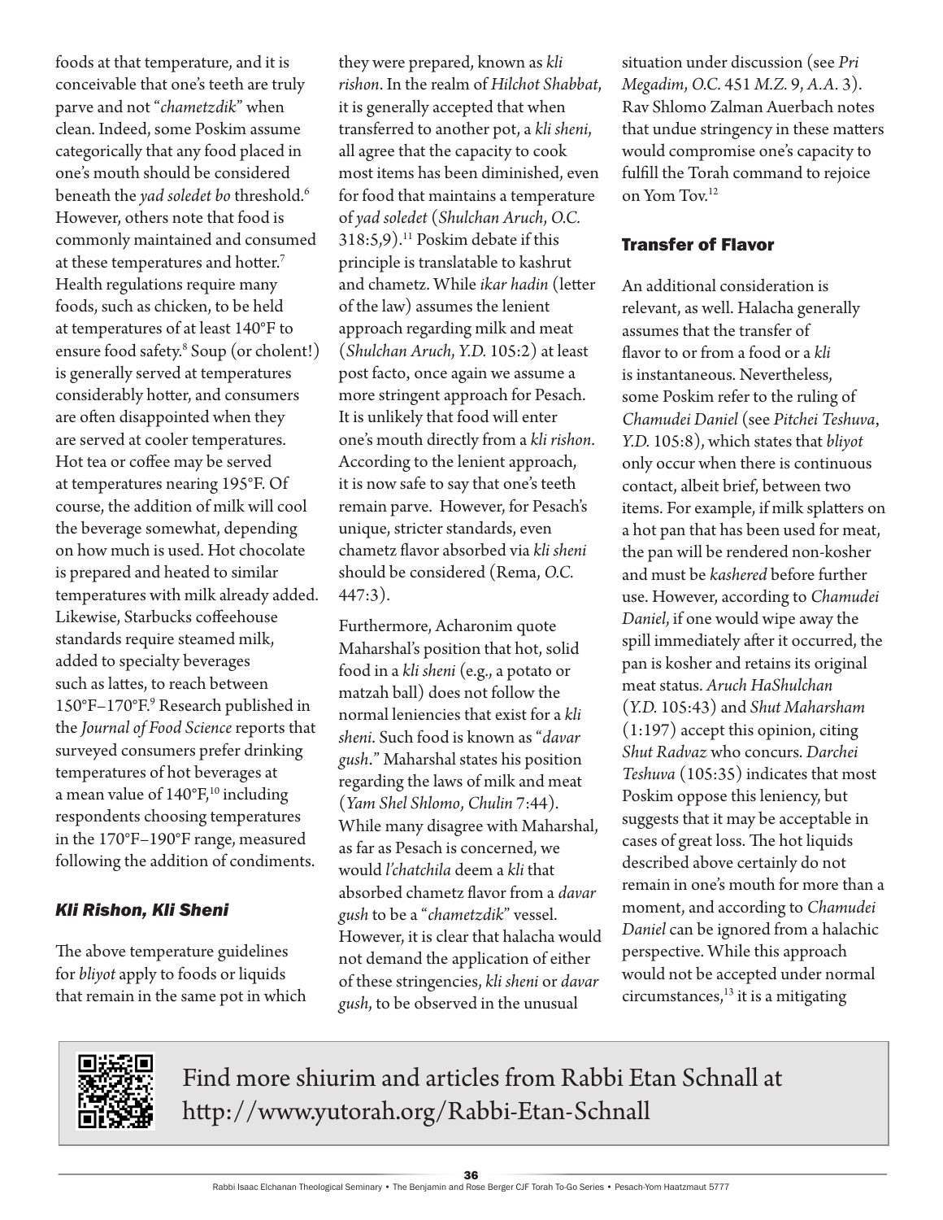foods at that temperature, and it is conceivable that one's teeth are truly parve and not "*chametzdik*" when clean. Indeed, some Poskim assume categorically that any food placed in one's mouth should be considered beneath the *yad soledet bo* threshold.[6] However, others note that food is commonly maintained and consumed at these temperatures and hotter.[7] Health regulations require many foods, such as chicken, to be held at temperatures of at least 140°F to ensure food safety.[8] Soup (or cholent!) is generally served at temperatures considerably hotter, and consumers are often disappointed when they are served at cooler temperatures. Hot tea or coffee may be served at temperatures nearing 195°F. Of course, the addition of milk will cool the beverage somewhat, depending on how much is used. Hot chocolate is prepared and heated to similar temperatures with milk already added. Likewise, Starbucks coffeehouse standards require steamed milk, added to specialty beverages such as lattes, to reach between 150°F–170°F.[9] Research published in the *Journal of Food Science* reports that surveyed consumers prefer drinking temperatures of hot beverages at a mean value of 140°F,[10] including respondents choosing temperatures in the 170°F–190°F range, measured following the addition of condiments.

### *Kli Rishon, Kli Sheni*

The above temperature guidelines for *bliyot* apply to foods or liquids that remain in the same pot in which they were prepared, known as *kli rishon*. In the realm of *Hilchot Shabbat*, it is generally accepted that when transferred to another pot, a *kli sheni*, all agree that the capacity to cook most items has been diminished, even for food that maintains a temperature of *yad soledet* (*Shulchan Aruch*, *O.C.* 318:5,9).[11] Poskim debate if this principle is translatable to kashrut and chametz. While *ikar hadin* (letter of the law) assumes the lenient approach regarding milk and meat (*Shulchan Aruch*, *Y.D.* 105:2) at least post facto, once again we assume a more stringent approach for Pesach. It is unlikely that food will enter one's mouth directly from a *kli rishon*. According to the lenient approach, it is now safe to say that one's teeth remain parve. However, for Pesach's unique, stricter standards, even chametz flavor absorbed via *kli sheni* should be considered (Rema, *O.C.* 447:3).

Furthermore, Acharonim quote Maharshal's position that hot, solid food in a *kli sheni* (e.g., a potato or matzah ball) does not follow the normal leniencies that exist for a *kli sheni*. Such food is known as "*davar gush*." Maharshal states his position regarding the laws of milk and meat (*Yam Shel Shlomo*, *Chulin* 7:44). While many disagree with Maharshal, as far as Pesach is concerned, we would *l'chatchila* deem a *kli* that absorbed chametz flavor from a *davar gush* to be a "*chametzdik*" vessel. However, it is clear that halacha would not demand the application of either of these stringencies, *kli sheni* or *davar gush*, to be observed in the unusual situation under discussion (see *Pri Megadim*, *O.C.* 451 *M.Z.* 9, *A.A.* 3). Rav Shlomo Zalman Auerbach notes that undue stringency in these matters would compromise one's capacity to fulfill the Torah command to rejoice on Yom Tov.[12]

### Transfer of Flavor

An additional consideration is relevant, as well. Halacha generally assumes that the transfer of flavor to or from a food or a *kli* is instantaneous. Nevertheless, some Poskim refer to the ruling of *Chamudei Daniel* (see *Pitchei Teshuva*, *Y.D.* 105:8), which states that *bliyot* only occur when there is continuous contact, albeit brief, between two items. For example, if milk splatters on a hot pan that has been used for meat, the pan will be rendered non-kosher and must be *kashered* before further use. However, according to *Chamudei Daniel*, if one would wipe away the spill immediately after it occurred, the pan is kosher and retains its original meat status. *Aruch HaShulchan* (*Y.D.* 105:43) and *Shut Maharsham* (1:197) accept this opinion, citing *Shut Radvaz* who concurs. *Darchei Teshuva* (105:35) indicates that most Poskim oppose this leniency, but suggests that it may be acceptable in cases of great loss. The hot liquids described above certainly do not remain in one's mouth for more than a moment, and according to *Chamudei Daniel* can be ignored from a halachic perspective. While this approach would not be accepted under normal circumstances,[13] it is a mitigating

Find more shiurim and articles from Rabbi Etan Schnall at http://www.yutorah.org/Rabbi-Etan-Schnall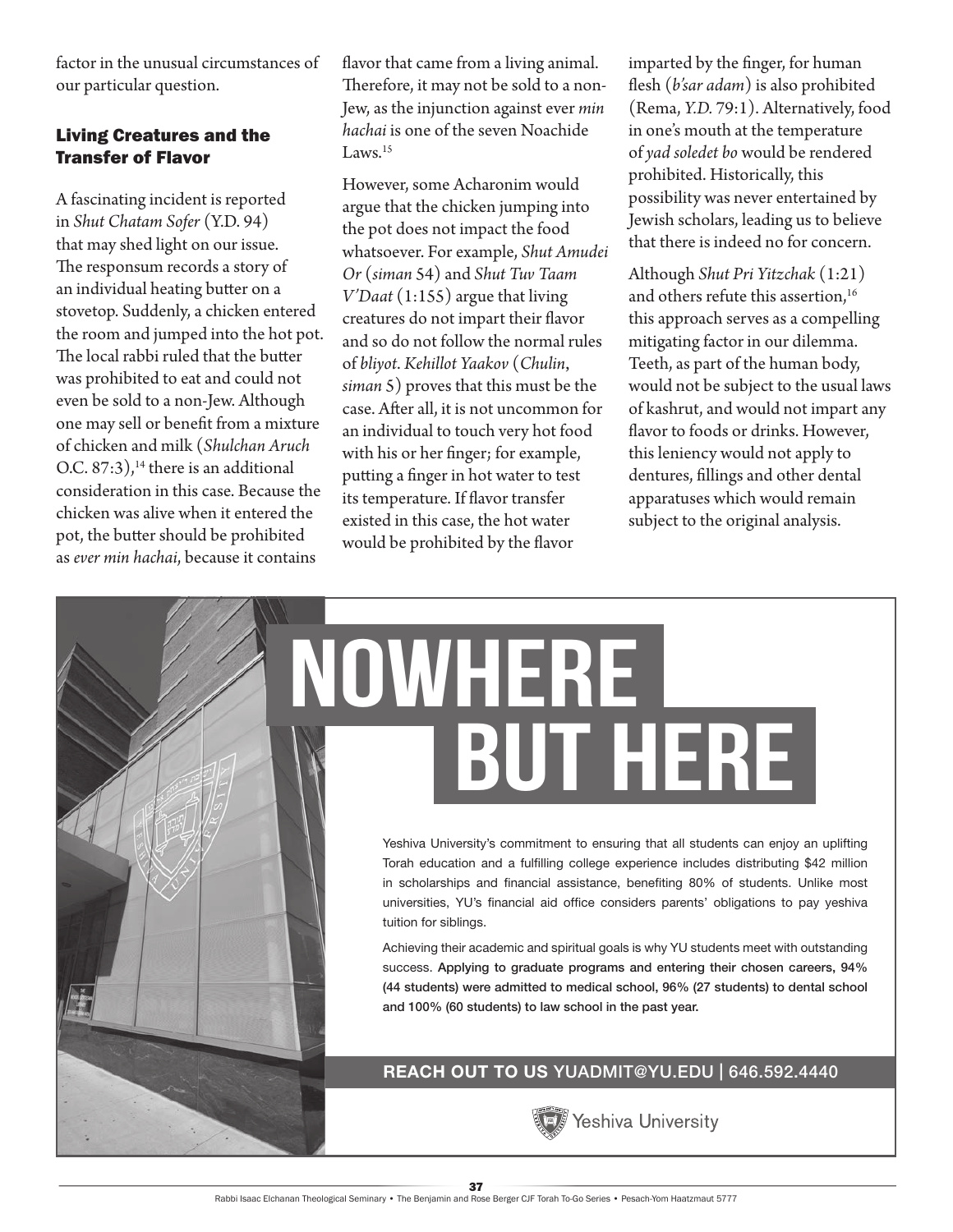factor in the unusual circumstances of our particular question.

### Living Creatures and the Transfer of Flavor

A fascinating incident is reported in *Shut Chatam Sofer* (Y.D. 94) that may shed light on our issue. The responsum records a story of an individual heating butter on a stovetop. Suddenly, a chicken entered the room and jumped into the hot pot. The local rabbi ruled that the butter was prohibited to eat and could not even be sold to a non-Jew. Although one may sell or benefit from a mixture of chicken and milk (*Shulchan Aruch* O.C. 87:3),[14] there is an additional consideration in this case. Because the chicken was alive when it entered the pot, the butter should be prohibited as *ever min hachai*, because it contains flavor that came from a living animal. Therefore, it may not be sold to a non-Jew, as the injunction against ever *min hachai* is one of the seven Noachide Laws.[15]

However, some Acharonim would argue that the chicken jumping into the pot does not impact the food whatsoever. For example, *Shut Amudei Or* (*siman* 54) and *Shut Tuv Taam V'Daat* (1:155) argue that living creatures do not impart their flavor and so do not follow the normal rules of *bliyot*. *Kehillot Yaakov* (*Chulin*, *siman* 5) proves that this must be the case. After all, it is not uncommon for an individual to touch very hot food with his or her finger; for example, putting a finger in hot water to test its temperature. If flavor transfer existed in this case, the hot water would be prohibited by the flavor imparted by the finger, for human flesh (*b'sar adam*) is also prohibited (Rema, *Y.D.* 79:1). Alternatively, food in one's mouth at the temperature of *yad soledet bo* would be rendered prohibited. Historically, this possibility was never entertained by Jewish scholars, leading us to believe that there is indeed no for concern.

Although *Shut Pri Yitzchak* (1:21) and others refute this assertion,[16] this approach serves as a compelling mitigating factor in our dilemma. Teeth, as part of the human body, would not be subject to the usual laws of kashrut, and would not impart any flavor to foods or drinks. However, this leniency would not apply to dentures, fillings and other dental apparatuses which would remain subject to the original analysis.

# NOWHERE BUT HERE

Yeshiva University's commitment to ensuring that all students can enjoy an uplifting Torah education and a fulfilling college experience includes distributing $42 million in scholarships and financial assistance, benefiting 80% of students. Unlike most universities, YU's financial aid office considers parents' obligations to pay yeshiva tuition for siblings.

Achieving their academic and spiritual goals is why YU students meet with outstanding success. **Applying to graduate programs and entering their chosen careers, 94% (44 students) were admitted to medical school, 96% (27 students) to dental school and 100% (60 students) to law school in the past year.**

**REACH OUT TO US** YUADMIT@YU.EDU | 646.592.4440

Yeshiva University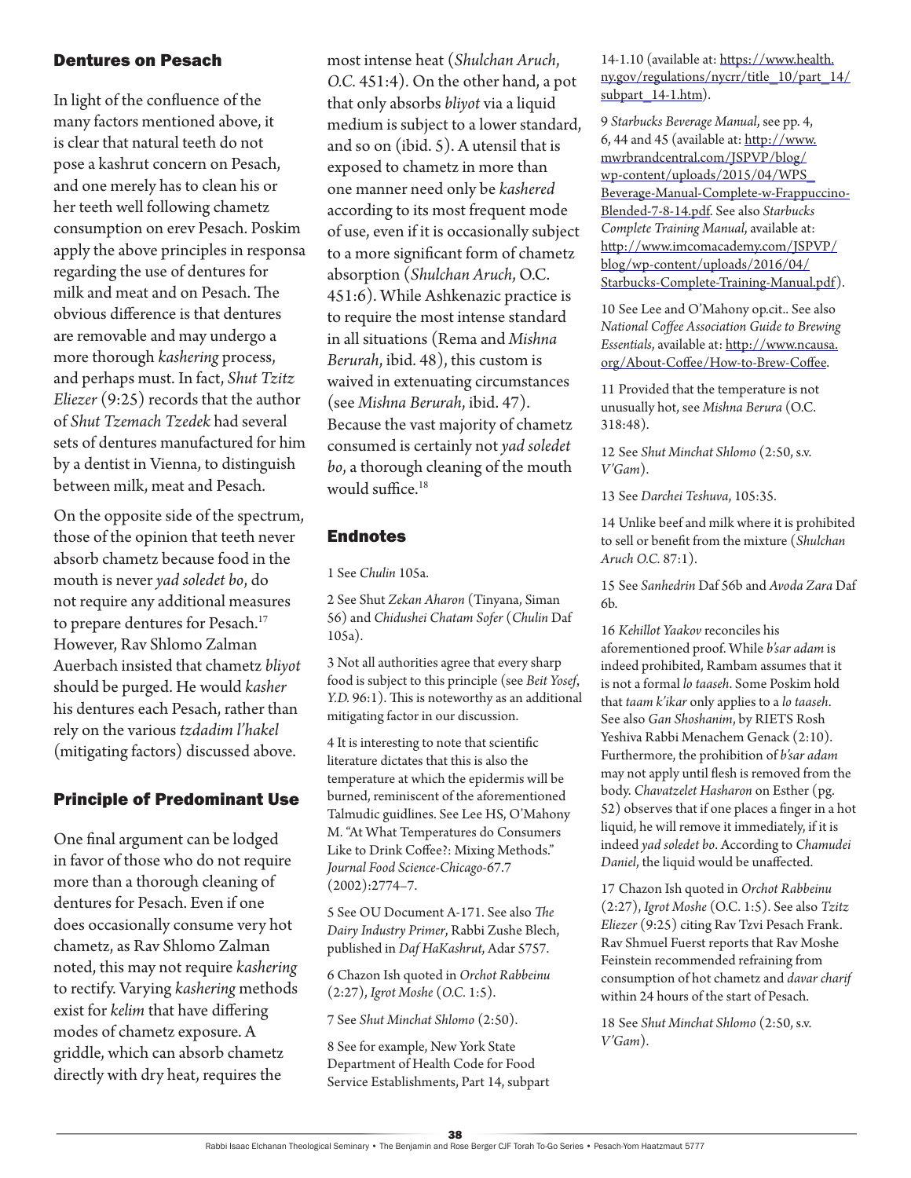## Dentures on Pesach

In light of the confluence of the many factors mentioned above, it is clear that natural teeth do not pose a kashrut concern on Pesach, and one merely has to clean his or her teeth well following chametz consumption on erev Pesach. Poskim apply the above principles in responsa regarding the use of dentures for milk and meat and on Pesach. The obvious difference is that dentures are removable and may undergo a more thorough *kashering* process, and perhaps must. In fact, *Shut Tzitz Eliezer* (9:25) records that the author of *Shut Tzemach Tzedek* had several sets of dentures manufactured for him by a dentist in Vienna, to distinguish between milk, meat and Pesach.

On the opposite side of the spectrum, those of the opinion that teeth never absorb chametz because food in the mouth is never *yad soledet bo*, do not require any additional measures to prepare dentures for Pesach.[17] However, Rav Shlomo Zalman Auerbach insisted that chametz *bliyot* should be purged. He would *kasher* his dentures each Pesach, rather than rely on the various *tzdadim l'hakel* (mitigating factors) discussed above.

## Principle of Predominant Use

One final argument can be lodged in favor of those who do not require more than a thorough cleaning of dentures for Pesach. Even if one does occasionally consume very hot chametz, as Rav Shlomo Zalman noted, this may not require *kashering* to rectify. Varying *kashering* methods exist for *kelim* that have differing modes of chametz exposure. A griddle, which can absorb chametz directly with dry heat, requires the most intense heat (*Shulchan Aruch, O.C.* 451:4). On the other hand, a pot that only absorbs *bliyot* via a liquid medium is subject to a lower standard, and so on (ibid. 5). A utensil that is exposed to chametz in more than one manner need only be *kashered* according to its most frequent mode of use, even if it is occasionally subject to a more significant form of chametz absorption (*Shulchan Aruch*, O.C. 451:6). While Ashkenazic practice is to require the most intense standard in all situations (Rema and *Mishna Berurah*, ibid. 48), this custom is waived in extenuating circumstances (see *Mishna Berurah*, ibid. 47). Because the vast majority of chametz consumed is certainly not *yad soledet bo*, a thorough cleaning of the mouth would suffice.[18]

## Endnotes

1 See *Chulin* 105a.

2 See Shut *Zekan Aharon* (Tinyana, Siman 56) and *Chidushei Chatam Sofer* (*Chulin* Daf 105a).

3 Not all authorities agree that every sharp food is subject to this principle (see *Beit Yosef*, *Y.D.* 96:1). This is noteworthy as an additional mitigating factor in our discussion.

4 It is interesting to note that scientific literature dictates that this is also the temperature at which the epidermis will be burned, reminiscent of the aforementioned Talmudic guidlines. See Lee HS, O'Mahony M. "At What Temperatures do Consumers Like to Drink Coffee?: Mixing Methods." *Journal Food Science-Chicago*-67.7 (2002):2774–7.

5 See OU Document A-171. See also *The Dairy Industry Primer*, Rabbi Zushe Blech, published in *Daf HaKashrut*, Adar 5757.

6 Chazon Ish quoted in *Orchot Rabbeinu* (2:27), *Igrot Moshe* (*O.C.* 1:5).

7 See *Shut Minchat Shlomo* (2:50).

8 See for example, New York State Department of Health Code for Food Service Establishments, Part 14, subpart 14-1.10 (available at: https://www.health.ny.gov/regulations/nycrr/title_10/part_14/subpart_14-1.htm).

9 *Starbucks Beverage Manual*, see pp. 4, 6, 44 and 45 (available at: http://www.mwrbrandcentral.com/JSPVP/blog/wp-content/uploads/2015/04/WPS_Beverage-Manual-Complete-w-Frappuccino-Blended-7-8-14.pdf. See also *Starbucks Complete Training Manual*, available at: http://www.imcomacademy.com/JSPVP/blog/wp-content/uploads/2016/04/Starbucks-Complete-Training-Manual.pdf).

10 See Lee and O'Mahony op.cit.. See also *National Coffee Association Guide to Brewing Essentials*, available at: http://www.ncausa.org/About-Coffee/How-to-Brew-Coffee.

11 Provided that the temperature is not unusually hot, see *Mishna Berura* (O.C. 318:48).

12 See *Shut Minchat Shlomo* (2:50, s.v. *V'Gam*).

13 See *Darchei Teshuva*, 105:35.

14 Unlike beef and milk where it is prohibited to sell or benefit from the mixture (*Shulchan Aruch O.C.* 87:1).

15 See *Sanhedrin* Daf 56b and *Avoda Zara* Daf 6b.

16 *Kehillot Yaakov* reconciles his aforementioned proof. While *b'sar adam* is indeed prohibited, Rambam assumes that it is not a formal *lo taaseh*. Some Poskim hold that *taam k'ikar* only applies to a *lo taaseh*. See also *Gan Shoshanim*, by RIETS Rosh Yeshiva Rabbi Menachem Genack (2:10). Furthermore, the prohibition of *b'sar adam* may not apply until flesh is removed from the body. *Chavatzelet Hasharon* on Esther (pg. 52) observes that if one places a finger in a hot liquid, he will remove it immediately, if it is indeed *yad soledet bo*. According to *Chamudei Daniel*, the liquid would be unaffected.

17 Chazon Ish quoted in *Orchot Rabbeinu* (2:27), *Igrot Moshe* (O.C. 1:5). See also *Tzitz Eliezer* (9:25) citing Rav Tzvi Pesach Frank. Rav Shmuel Fuerst reports that Rav Moshe Feinstein recommended refraining from consumption of hot chametz and *davar charif* within 24 hours of the start of Pesach.

18 See *Shut Minchat Shlomo* (2:50, s.v. *V'Gam*).